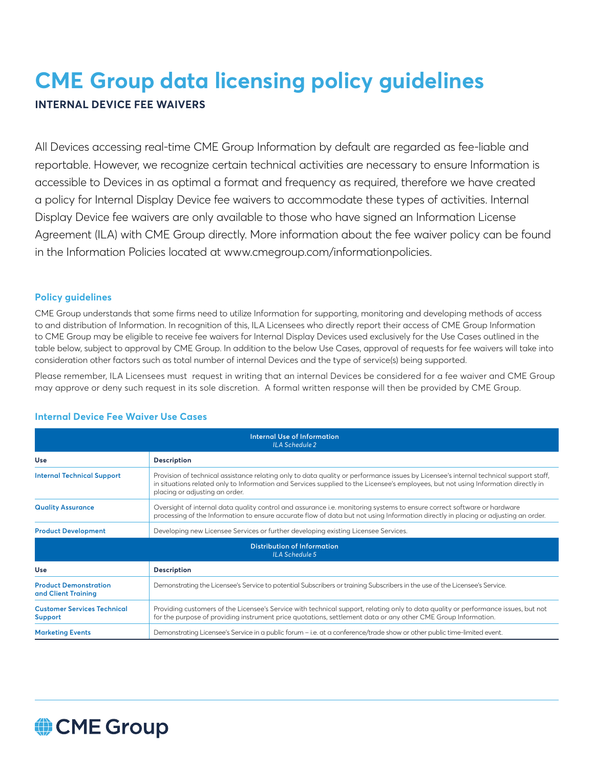# CME Group data licensing policy guidelines

## INTERNAL DEVICE FEE WAIVERS

All Devices accessing real-time CME Group Information by default are regarded as fee-liable and reportable. However, we recognize certain technical activities are necessary to ensure Information is accessible to Devices in as optimal a format and frequency as required, therefore we have created a policy for Internal Display Device fee waivers to accommodate these types of activities. Internal Display Device fee waivers are only available to those who have signed an Information License Agreement (ILA) with CME Group directly. More information about the fee waiver policy can be found in the Information Policies located at www.cmegroup.com/informationpolicies.

### Policy guidelines

CME Group understands that some firms need to utilize Information for supporting, monitoring and developing methods of access to and distribution of Information. In recognition of this, ILA Licensees who directly report their access of CME Group Information to CME Group may be eligible to receive fee waivers for Internal Display Devices used exclusively for the Use Cases outlined in the table below, subject to approval by CME Group. In addition to the below Use Cases, approval of requests for fee waivers will take into consideration other factors such as total number of internal Devices and the type of service(s) being supported.

Please remember, ILA Licensees must request in writing that an internal Devices be considered for a fee waiver and CME Group may approve or deny such request in its sole discretion. A formal written response will then be provided by CME Group.

### Internal Device Fee Waiver Use Cases

| Internal Use of Information *ILA Schedule 2* | |
|---|---|
| **Use** | **Description** |
| **Internal Technical Support** | Provision of technical assistance relating only to data quality or performance issues by Licensee's internal technical support staff, in situations related only to Information and Services supplied to the Licensee's employees, but not using Information directly in placing or adjusting an order. |
| **Quality Assurance** | Oversight of internal data quality control and assurance i.e. monitoring systems to ensure correct software or hardware processing of the Information to ensure accurate flow of data but not using Information directly in placing or adjusting an order. |
| **Product Development** | Developing new Licensee Services or further developing existing Licensee Services. |
| **Distribution of Information** *ILA Schedule 5* | |
| **Use** | **Description** |
| **Product Demonstration and Client Training** | Demonstrating the Licensee's Service to potential Subscribers or training Subscribers in the use of the Licensee's Service. |
| **Customer Services Technical Support** | Providing customers of the Licensee's Service with technical support, relating only to data quality or performance issues, but not for the purpose of providing instrument price quotations, settlement data or any other CME Group Information. |
| **Marketing Events** | Demonstrating Licensee's Service in a public forum – i.e. at a conference/trade show or other public time-limited event. |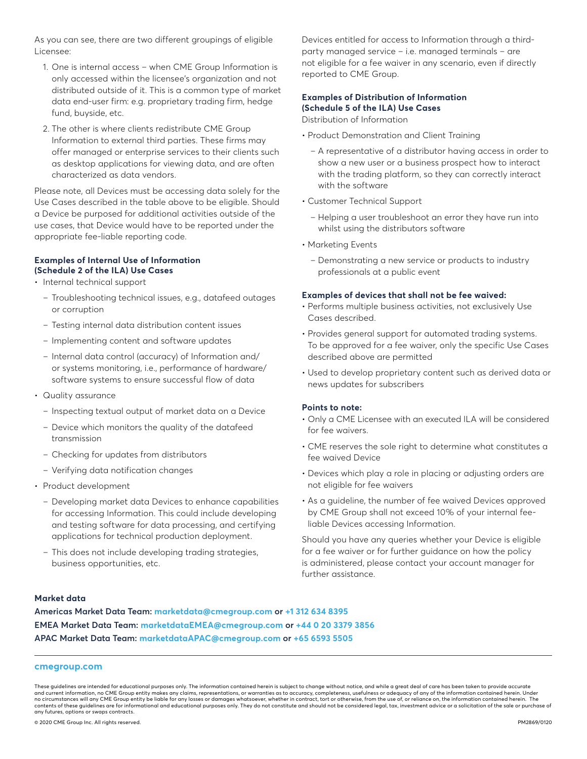As you can see, there are two different groupings of eligible Licensee:

1. One is internal access – when CME Group Information is only accessed within the licensee's organization and not distributed outside of it. This is a common type of market data end-user firm: e.g. proprietary trading firm, hedge fund, buyside, etc.
2. The other is where clients redistribute CME Group Information to external third parties. These firms may offer managed or enterprise services to their clients such as desktop applications for viewing data, and are often characterized as data vendors.

Please note, all Devices must be accessing data solely for the Use Cases described in the table above to be eligible. Should a Device be purposed for additional activities outside of the use cases, that Device would have to be reported under the appropriate fee-liable reporting code.

**Examples of Internal Use of Information (Schedule 2 of the ILA) Use Cases**

- Internal technical support
  - Troubleshooting technical issues, e.g., datafeed outages or corruption
  - Testing internal data distribution content issues
  - Implementing content and software updates
  - Internal data control (accuracy) of Information and/or systems monitoring, i.e., performance of hardware/software systems to ensure successful flow of data
- Quality assurance
  - Inspecting textual output of market data on a Device
  - Device which monitors the quality of the datafeed transmission
  - Checking for updates from distributors
  - Verifying data notification changes
- Product development
  - Developing market data Devices to enhance capabilities for accessing Information. This could include developing and testing software for data processing, and certifying applications for technical production deployment.
  - This does not include developing trading strategies, business opportunities, etc.

Devices entitled for access to Information through a third-party managed service – i.e. managed terminals – are not eligible for a fee waiver in any scenario, even if directly reported to CME Group.

**Examples of Distribution of Information (Schedule 5 of the ILA) Use Cases**

Distribution of Information

- Product Demonstration and Client Training
  - A representative of a distributor having access in order to show a new user or a business prospect how to interact with the trading platform, so they can correctly interact with the software
- Customer Technical Support
  - Helping a user troubleshoot an error they have run into whilst using the distributors software
- Marketing Events
  - Demonstrating a new service or products to industry professionals at a public event

**Examples of devices that shall not be fee waived:**

- Performs multiple business activities, not exclusively Use Cases described.
- Provides general support for automated trading systems. To be approved for a fee waiver, only the specific Use Cases described above are permitted
- Used to develop proprietary content such as derived data or news updates for subscribers

**Points to note:**

- Only a CME Licensee with an executed ILA will be considered for fee waivers.
- CME reserves the sole right to determine what constitutes a fee waived Device
- Devices which play a role in placing or adjusting orders are not eligible for fee waivers
- As a guideline, the number of fee waived Devices approved by CME Group shall not exceed 10% of your internal fee-liable Devices accessing Information.

Should you have any queries whether your Device is eligible for a fee waiver or for further guidance on how the policy is administered, please contact your account manager for further assistance.

**Market data**

**Americas Market Data Team: marketdata@cmegroup.com or +1 312 634 8395**
**EMEA Market Data Team: marketdataEMEA@cmegroup.com or +44 0 20 3379 3856**
**APAC Market Data Team: marketdataAPAC@cmegroup.com or +65 6593 5505**

**cmegroup.com**

These guidelines are intended for educational purposes only. The information contained herein is subject to change without notice, and while a great deal of care has been taken to provide accurate and current information, no CME Group entity makes any claims, representations, or warranties as to accuracy, completeness, usefulness or adequacy of any of the information contained herein. Under no circumstances will any CME Group entity be liable for any losses or damages whatsoever, whether in contract, tort or otherwise, from the use of, or reliance on, the information contained herein. The contents of these guidelines are for informational and educational purposes only. They do not constitute and should not be considered legal, tax, investment advice or a solicitation of the sale or purchase of any futures, options or swaps contracts.

© 2020 CME Group Inc. All rights reserved.

PM2869/0120